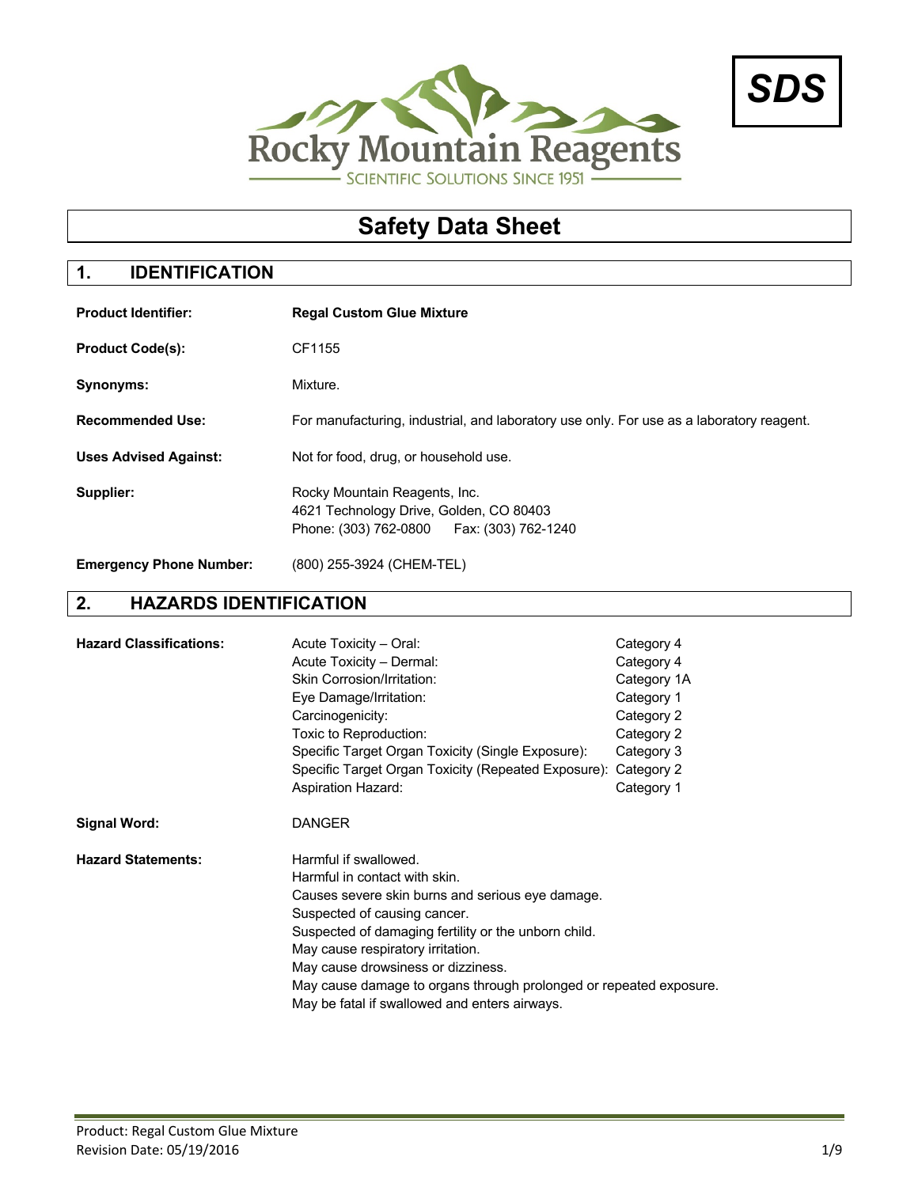Rocky Mountain Reagents

SCIENTIFIC SOLUTIONS SINCE 1951

**SDS**

# Safety Data Sheet

## 1. IDENTIFICATION

**Product Identifier:** **Regal Custom Glue Mixture**

**Product Code(s):** CF1155

**Synonyms:** Mixture.

**Recommended Use:** For manufacturing, industrial, and laboratory use only. For use as a laboratory reagent.

**Uses Advised Against:** Not for food, drug, or household use.

**Supplier:** Rocky Mountain Reagents, Inc.
4621 Technology Drive, Golden, CO 80403
Phone: (303) 762-0800 Fax: (303) 762-1240

**Emergency Phone Number:** (800) 255-3924 (CHEM-TEL)

## 2. HAZARDS IDENTIFICATION

**Hazard Classifications:**

| Hazard | Category |
|---|---|
| Acute Toxicity – Oral: | Category 4 |
| Acute Toxicity – Dermal: | Category 4 |
| Skin Corrosion/Irritation: | Category 1A |
| Eye Damage/Irritation: | Category 1 |
| Carcinogenicity: | Category 2 |
| Toxic to Reproduction: | Category 2 |
| Specific Target Organ Toxicity (Single Exposure): | Category 3 |
| Specific Target Organ Toxicity (Repeated Exposure): | Category 2 |
| Aspiration Hazard: | Category 1 |

**Signal Word:** DANGER

**Hazard Statements:**

Harmful if swallowed.
Harmful in contact with skin.
Causes severe skin burns and serious eye damage.
Suspected of causing cancer.
Suspected of damaging fertility or the unborn child.
May cause respiratory irritation.
May cause drowsiness or dizziness.
May cause damage to organs through prolonged or repeated exposure.
May be fatal if swallowed and enters airways.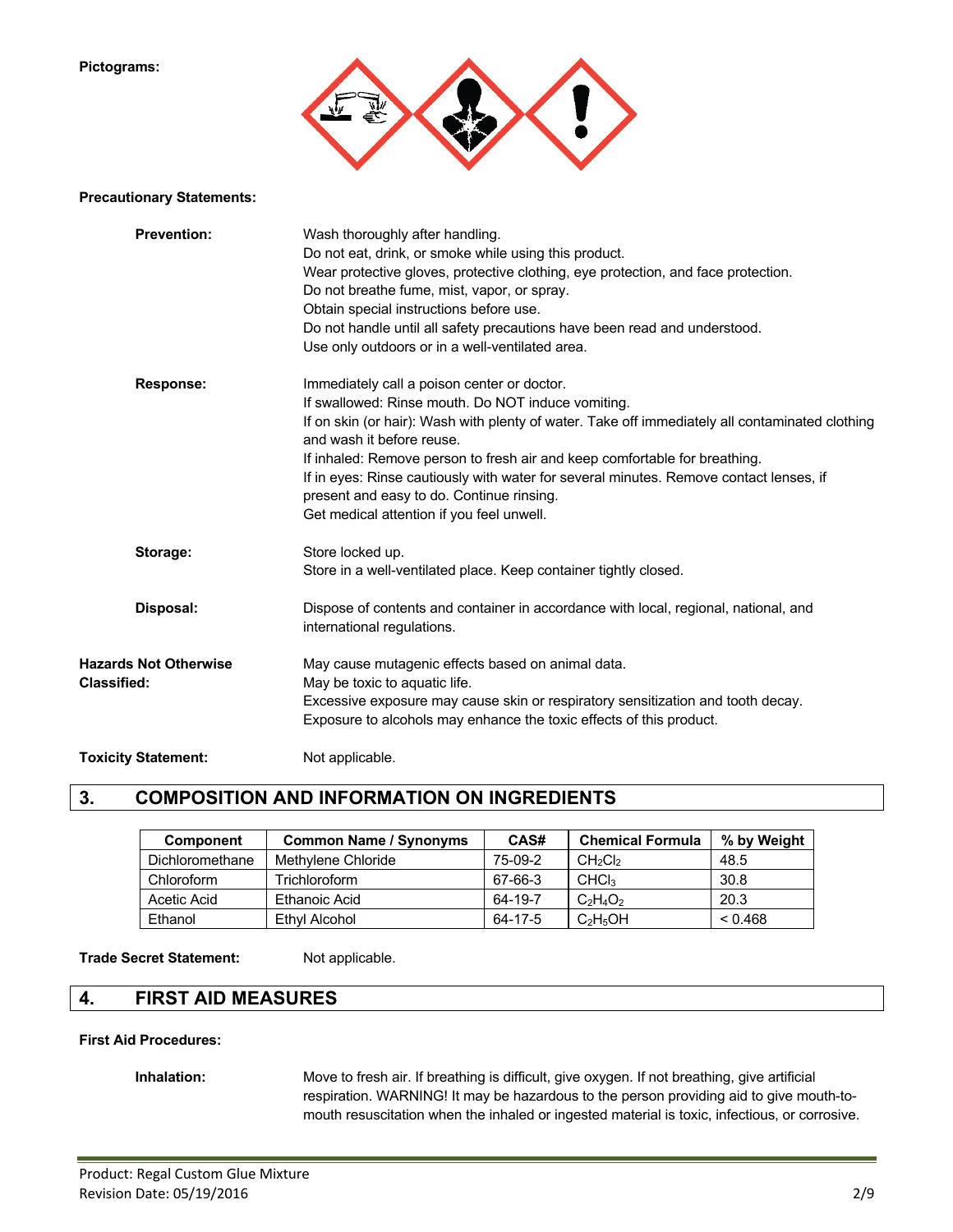**Pictograms:**

**Precautionary Statements:**

**Prevention:**

Wash thoroughly after handling.
Do not eat, drink, or smoke while using this product.
Wear protective gloves, protective clothing, eye protection, and face protection.
Do not breathe fume, mist, vapor, or spray.
Obtain special instructions before use.
Do not handle until all safety precautions have been read and understood.
Use only outdoors or in a well-ventilated area.

**Response:**

Immediately call a poison center or doctor.
If swallowed: Rinse mouth. Do NOT induce vomiting.
If on skin (or hair): Wash with plenty of water. Take off immediately all contaminated clothing and wash it before reuse.
If inhaled: Remove person to fresh air and keep comfortable for breathing.
If in eyes: Rinse cautiously with water for several minutes. Remove contact lenses, if present and easy to do. Continue rinsing.
Get medical attention if you feel unwell.

**Storage:**

Store locked up.
Store in a well-ventilated place. Keep container tightly closed.

**Disposal:**

Dispose of contents and container in accordance with local, regional, national, and international regulations.

**Hazards Not Otherwise Classified:**

May cause mutagenic effects based on animal data.
May be toxic to aquatic life.
Excessive exposure may cause skin or respiratory sensitization and tooth decay.
Exposure to alcohols may enhance the toxic effects of this product.

**Toxicity Statement:** Not applicable.

## 3. COMPOSITION AND INFORMATION ON INGREDIENTS

| Component | Common Name / Synonyms | CAS# | Chemical Formula | % by Weight |
|---|---|---|---|---|
| Dichloromethane | Methylene Chloride | 75-09-2 | $CH_2Cl_2$ | 48.5 |
| Chloroform | Trichloroform | 67-66-3 | $CHCl_3$ | 30.8 |
| Acetic Acid | Ethanoic Acid | 64-19-7 | $C_2H_4O_2$ | 20.3 |
| Ethanol | Ethyl Alcohol | 64-17-5 | $C_2H_5OH$ | < 0.468 |

**Trade Secret Statement:** Not applicable.

## 4. FIRST AID MEASURES

**First Aid Procedures:**

**Inhalation:** Move to fresh air. If breathing is difficult, give oxygen. If not breathing, give artificial respiration. WARNING! It may be hazardous to the person providing aid to give mouth-to-mouth resuscitation when the inhaled or ingested material is toxic, infectious, or corrosive.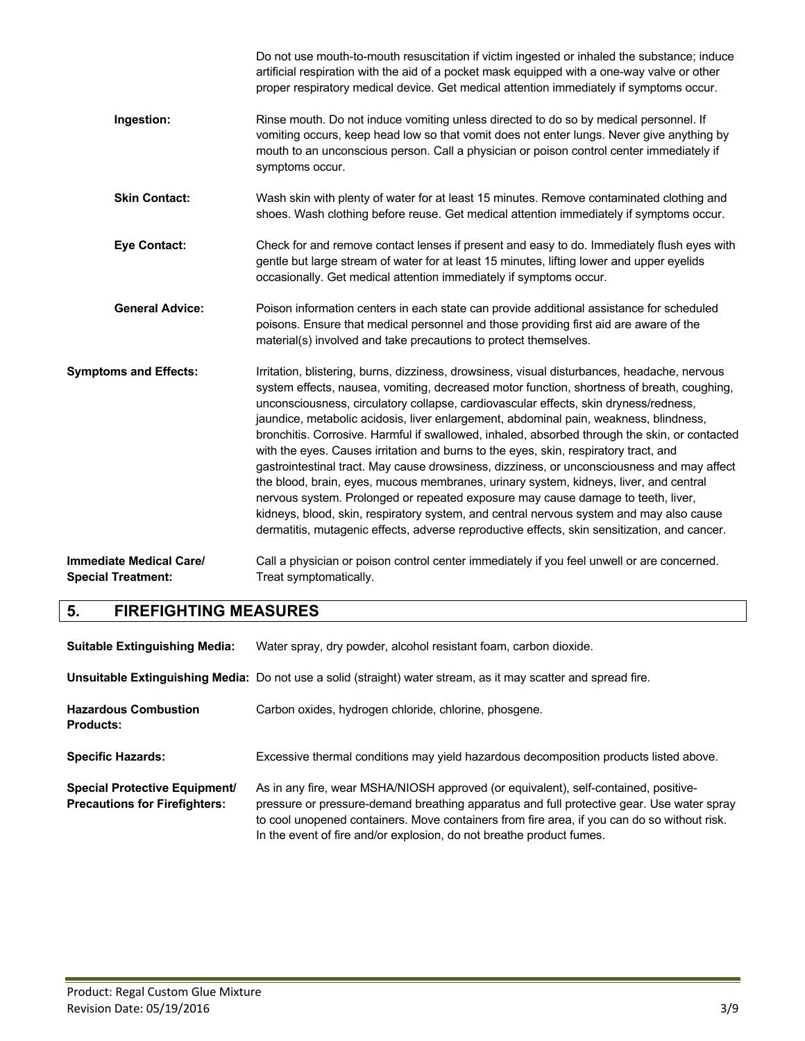Do not use mouth-to-mouth resuscitation if victim ingested or inhaled the substance; induce artificial respiration with the aid of a pocket mask equipped with a one-way valve or other proper respiratory medical device. Get medical attention immediately if symptoms occur.

**Ingestion:** Rinse mouth. Do not induce vomiting unless directed to do so by medical personnel. If vomiting occurs, keep head low so that vomit does not enter lungs. Never give anything by mouth to an unconscious person. Call a physician or poison control center immediately if symptoms occur.

**Skin Contact:** Wash skin with plenty of water for at least 15 minutes. Remove contaminated clothing and shoes. Wash clothing before reuse. Get medical attention immediately if symptoms occur.

**Eye Contact:** Check for and remove contact lenses if present and easy to do. Immediately flush eyes with gentle but large stream of water for at least 15 minutes, lifting lower and upper eyelids occasionally. Get medical attention immediately if symptoms occur.

**General Advice:** Poison information centers in each state can provide additional assistance for scheduled poisons. Ensure that medical personnel and those providing first aid are aware of the material(s) involved and take precautions to protect themselves.

**Symptoms and Effects:** Irritation, blistering, burns, dizziness, drowsiness, visual disturbances, headache, nervous system effects, nausea, vomiting, decreased motor function, shortness of breath, coughing, unconsciousness, circulatory collapse, cardiovascular effects, skin dryness/redness, jaundice, metabolic acidosis, liver enlargement, abdominal pain, weakness, blindness, bronchitis. Corrosive. Harmful if swallowed, inhaled, absorbed through the skin, or contacted with the eyes. Causes irritation and burns to the eyes, skin, respiratory tract, and gastrointestinal tract. May cause drowsiness, dizziness, or unconsciousness and may affect the blood, brain, eyes, mucous membranes, urinary system, kidneys, liver, and central nervous system. Prolonged or repeated exposure may cause damage to teeth, liver, kidneys, blood, skin, respiratory system, and central nervous system and may also cause dermatitis, mutagenic effects, adverse reproductive effects, skin sensitization, and cancer.

**Immediate Medical Care/ Special Treatment:** Call a physician or poison control center immediately if you feel unwell or are concerned. Treat symptomatically.

## 5. FIREFIGHTING MEASURES

**Suitable Extinguishing Media:** Water spray, dry powder, alcohol resistant foam, carbon dioxide.

**Unsuitable Extinguishing Media:** Do not use a solid (straight) water stream, as it may scatter and spread fire.

**Hazardous Combustion Products:** Carbon oxides, hydrogen chloride, chlorine, phosgene.

**Specific Hazards:** Excessive thermal conditions may yield hazardous decomposition products listed above.

**Special Protective Equipment/ Precautions for Firefighters:** As in any fire, wear MSHA/NIOSH approved (or equivalent), self-contained, positive-pressure or pressure-demand breathing apparatus and full protective gear. Use water spray to cool unopened containers. Move containers from fire area, if you can do so without risk. In the event of fire and/or explosion, do not breathe product fumes.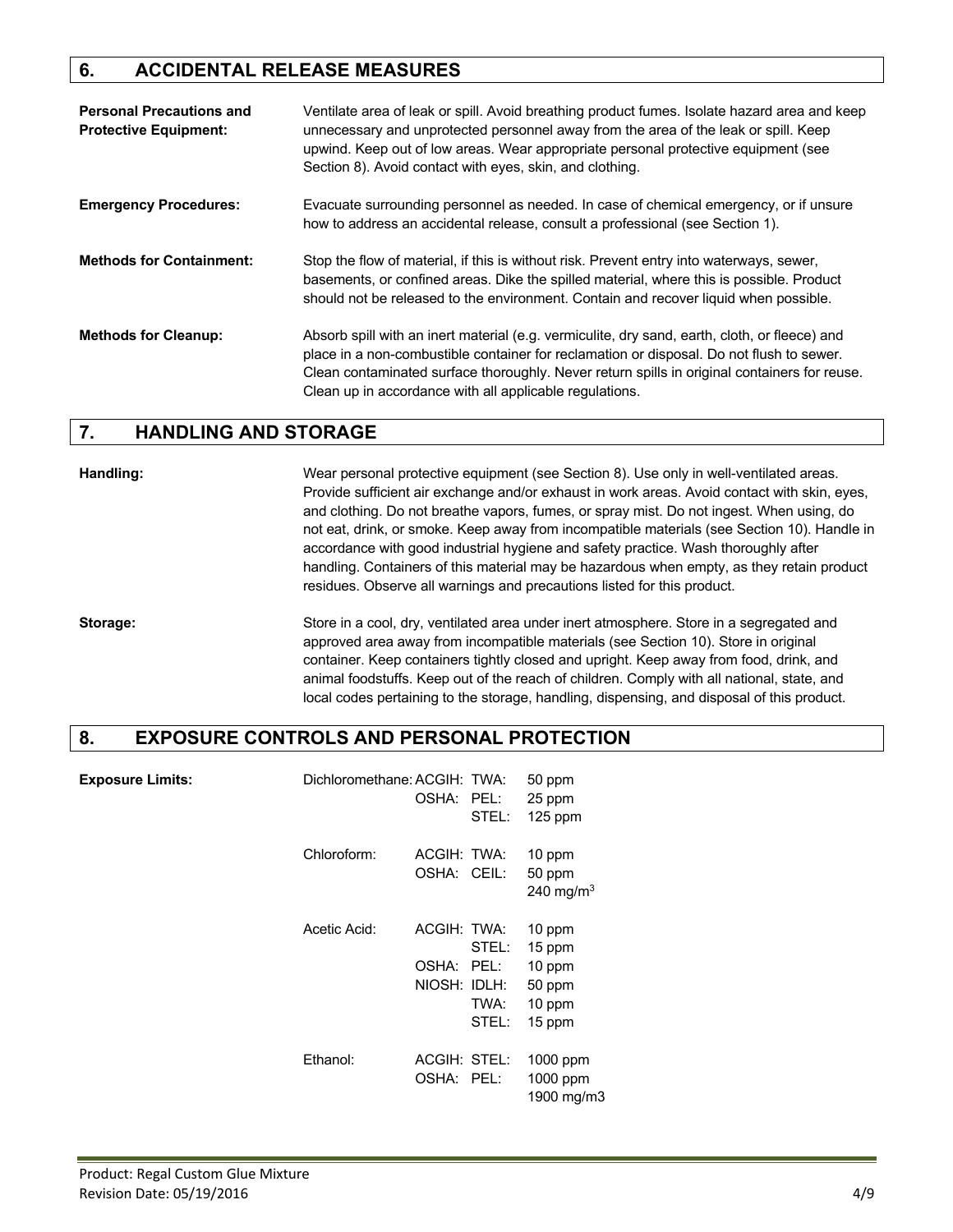## 6. ACCIDENTAL RELEASE MEASURES

**Personal Precautions and Protective Equipment:** Ventilate area of leak or spill. Avoid breathing product fumes. Isolate hazard area and keep unnecessary and unprotected personnel away from the area of the leak or spill. Keep upwind. Keep out of low areas. Wear appropriate personal protective equipment (see Section 8). Avoid contact with eyes, skin, and clothing.

**Emergency Procedures:** Evacuate surrounding personnel as needed. In case of chemical emergency, or if unsure how to address an accidental release, consult a professional (see Section 1).

**Methods for Containment:** Stop the flow of material, if this is without risk. Prevent entry into waterways, sewer, basements, or confined areas. Dike the spilled material, where this is possible. Product should not be released to the environment. Contain and recover liquid when possible.

**Methods for Cleanup:** Absorb spill with an inert material (e.g. vermiculite, dry sand, earth, cloth, or fleece) and place in a non-combustible container for reclamation or disposal. Do not flush to sewer. Clean contaminated surface thoroughly. Never return spills in original containers for reuse. Clean up in accordance with all applicable regulations.

## 7. HANDLING AND STORAGE

**Handling:** Wear personal protective equipment (see Section 8). Use only in well-ventilated areas. Provide sufficient air exchange and/or exhaust in work areas. Avoid contact with skin, eyes, and clothing. Do not breathe vapors, fumes, or spray mist. Do not ingest. When using, do not eat, drink, or smoke. Keep away from incompatible materials (see Section 10). Handle in accordance with good industrial hygiene and safety practice. Wash thoroughly after handling. Containers of this material may be hazardous when empty, as they retain product residues. Observe all warnings and precautions listed for this product.

**Storage:** Store in a cool, dry, ventilated area under inert atmosphere. Store in a segregated and approved area away from incompatible materials (see Section 10). Store in original container. Keep containers tightly closed and upright. Keep away from food, drink, and animal foodstuffs. Keep out of the reach of children. Comply with all national, state, and local codes pertaining to the storage, handling, dispensing, and disposal of this product.

## 8. EXPOSURE CONTROLS AND PERSONAL PROTECTION

**Exposure Limits:**

| Component | Agency | Type | Limit |
|---|---|---|---|
| Dichloromethane: | ACGIH: | TWA: | 50 ppm |
| | OSHA: | PEL: | 25 ppm |
| | | STEL: | 125 ppm |
| Chloroform: | ACGIH: | TWA: | 10 ppm |
| | OSHA: | CEIL: | 50 ppm |
| | | | 240 mg/m$^3$ |
| Acetic Acid: | ACGIH: | TWA: | 10 ppm |
| | | STEL: | 15 ppm |
| | OSHA: | PEL: | 10 ppm |
| | NIOSH: | IDLH: | 50 ppm |
| | | TWA: | 10 ppm |
| | | STEL: | 15 ppm |
| Ethanol: | ACGIH: | STEL: | 1000 ppm |
| | OSHA: | PEL: | 1000 ppm |
| | | | 1900 mg/m3 |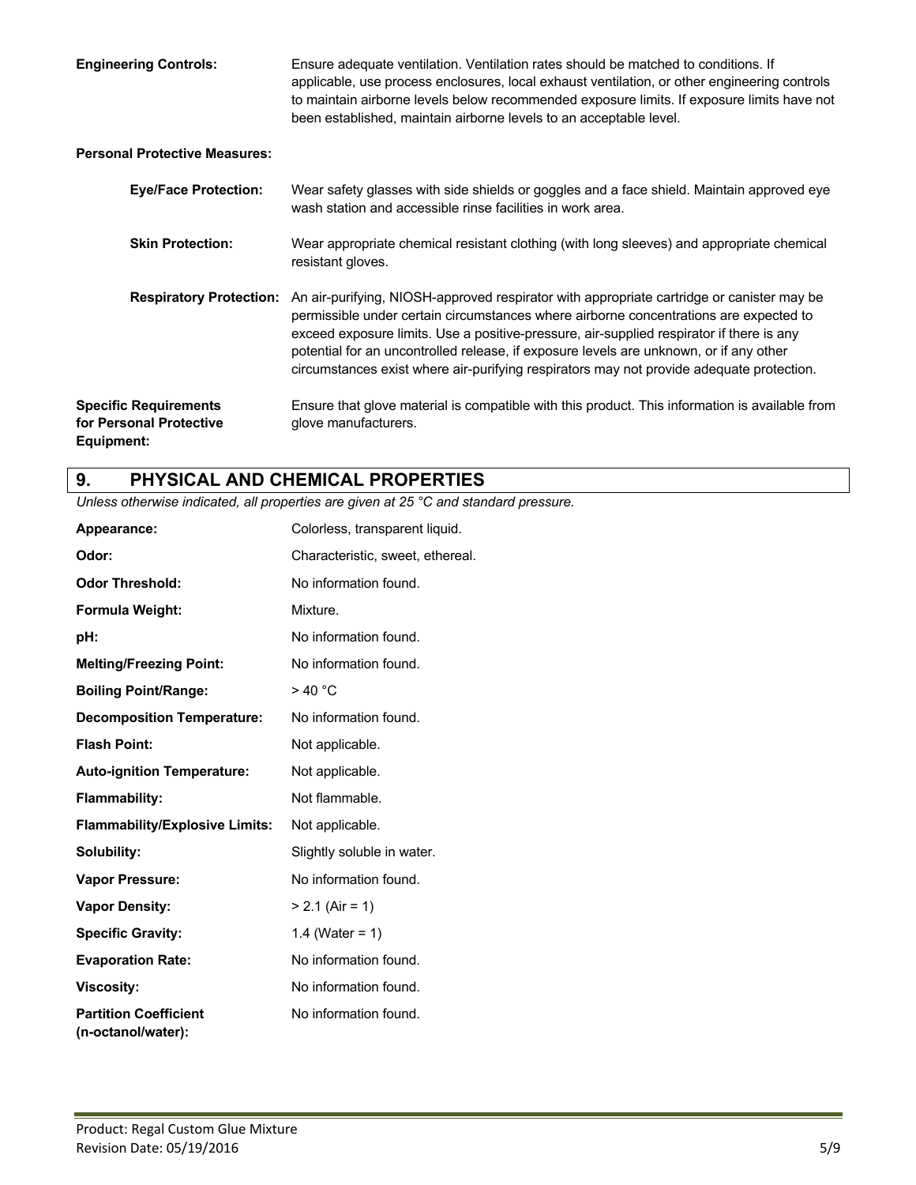**Engineering Controls:** Ensure adequate ventilation. Ventilation rates should be matched to conditions. If applicable, use process enclosures, local exhaust ventilation, or other engineering controls to maintain airborne levels below recommended exposure limits. If exposure limits have not been established, maintain airborne levels to an acceptable level.

**Personal Protective Measures:**

**Eye/Face Protection:** Wear safety glasses with side shields or goggles and a face shield. Maintain approved eye wash station and accessible rinse facilities in work area.

**Skin Protection:** Wear appropriate chemical resistant clothing (with long sleeves) and appropriate chemical resistant gloves.

**Respiratory Protection:** An air-purifying, NIOSH-approved respirator with appropriate cartridge or canister may be permissible under certain circumstances where airborne concentrations are expected to exceed exposure limits. Use a positive-pressure, air-supplied respirator if there is any potential for an uncontrolled release, if exposure levels are unknown, or if any other circumstances exist where air-purifying respirators may not provide adequate protection.

**Specific Requirements for Personal Protective Equipment:** Ensure that glove material is compatible with this product. This information is available from glove manufacturers.

## 9. PHYSICAL AND CHEMICAL PROPERTIES

*Unless otherwise indicated, all properties are given at 25 °C and standard pressure.*

| Property | Value |
|---|---|
| **Appearance:** | Colorless, transparent liquid. |
| **Odor:** | Characteristic, sweet, ethereal. |
| **Odor Threshold:** | No information found. |
| **Formula Weight:** | Mixture. |
| **pH:** | No information found. |
| **Melting/Freezing Point:** | No information found. |
| **Boiling Point/Range:** | > 40 °C |
| **Decomposition Temperature:** | No information found. |
| **Flash Point:** | Not applicable. |
| **Auto-ignition Temperature:** | Not applicable. |
| **Flammability:** | Not flammable. |
| **Flammability/Explosive Limits:** | Not applicable. |
| **Solubility:** | Slightly soluble in water. |
| **Vapor Pressure:** | No information found. |
| **Vapor Density:** | > 2.1 (Air = 1) |
| **Specific Gravity:** | 1.4 (Water = 1) |
| **Evaporation Rate:** | No information found. |
| **Viscosity:** | No information found. |
| **Partition Coefficient (n-octanol/water):** | No information found. |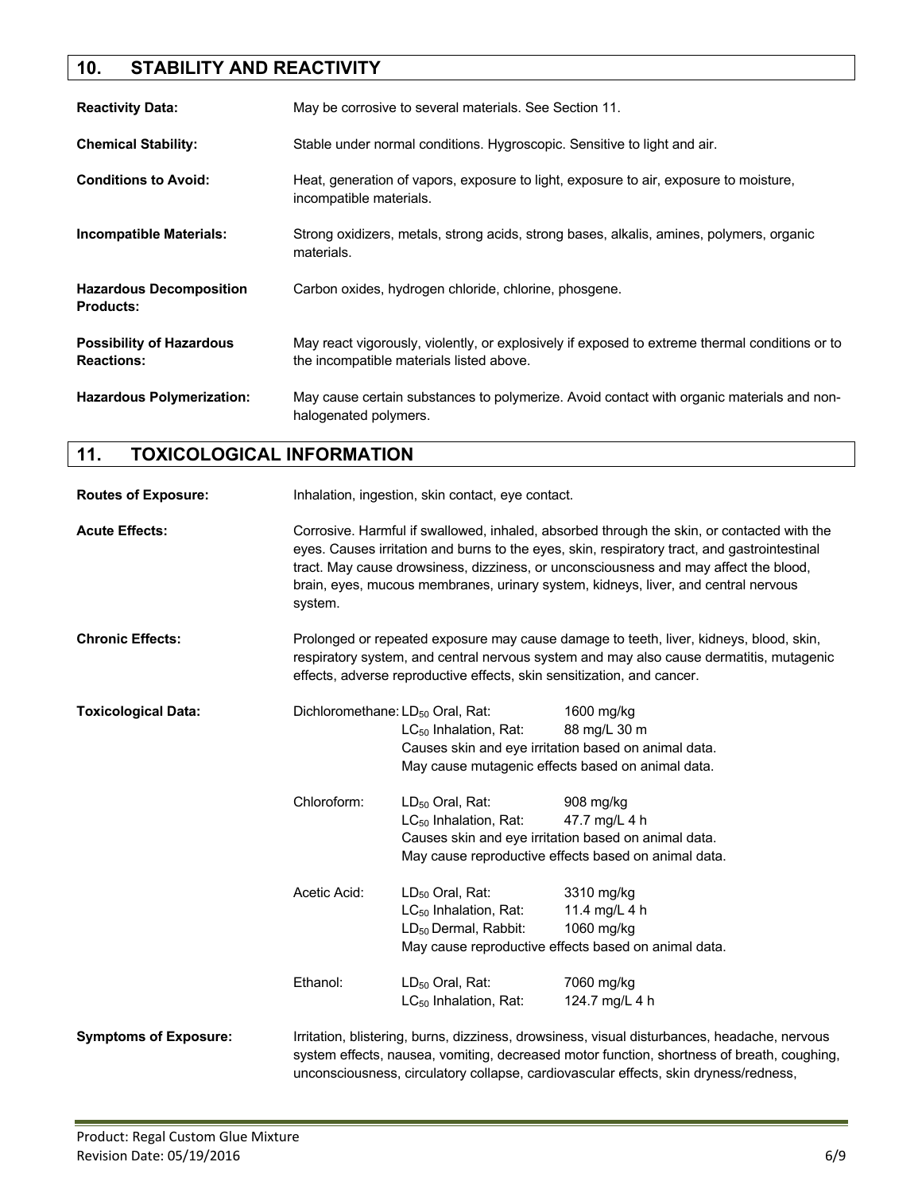## 10. STABILITY AND REACTIVITY

**Reactivity Data:** May be corrosive to several materials. See Section 11.

**Chemical Stability:** Stable under normal conditions. Hygroscopic. Sensitive to light and air.

**Conditions to Avoid:** Heat, generation of vapors, exposure to light, exposure to air, exposure to moisture, incompatible materials.

**Incompatible Materials:** Strong oxidizers, metals, strong acids, strong bases, alkalis, amines, polymers, organic materials.

**Hazardous Decomposition Products:** Carbon oxides, hydrogen chloride, chlorine, phosgene.

**Possibility of Hazardous Reactions:** May react vigorously, violently, or explosively if exposed to extreme thermal conditions or to the incompatible materials listed above.

**Hazardous Polymerization:** May cause certain substances to polymerize. Avoid contact with organic materials and non-halogenated polymers.

## 11. TOXICOLOGICAL INFORMATION

**Routes of Exposure:** Inhalation, ingestion, skin contact, eye contact.

**Acute Effects:** Corrosive. Harmful if swallowed, inhaled, absorbed through the skin, or contacted with the eyes. Causes irritation and burns to the eyes, skin, respiratory tract, and gastrointestinal tract. May cause drowsiness, dizziness, or unconsciousness and may affect the blood, brain, eyes, mucous membranes, urinary system, kidneys, liver, and central nervous system.

**Chronic Effects:** Prolonged or repeated exposure may cause damage to teeth, liver, kidneys, blood, skin, respiratory system, and central nervous system and may also cause dermatitis, mutagenic effects, adverse reproductive effects, skin sensitization, and cancer.

**Toxicological Data:**

Dichloromethane:
- $LD_{50}$ Oral, Rat: 1600 mg/kg
- $LC_{50}$ Inhalation, Rat: 88 mg/L 30 m
- Causes skin and eye irritation based on animal data.
- May cause mutagenic effects based on animal data.

Chloroform:
- $LD_{50}$ Oral, Rat: 908 mg/kg
- $LC_{50}$ Inhalation, Rat: 47.7 mg/L 4 h
- Causes skin and eye irritation based on animal data.
- May cause reproductive effects based on animal data.

Acetic Acid:
- $LD_{50}$ Oral, Rat: 3310 mg/kg
- $LC_{50}$ Inhalation, Rat: 11.4 mg/L 4 h
- $LD_{50}$ Dermal, Rabbit: 1060 mg/kg
- May cause reproductive effects based on animal data.

Ethanol:
- $LD_{50}$ Oral, Rat: 7060 mg/kg
- $LC_{50}$ Inhalation, Rat: 124.7 mg/L 4 h

**Symptoms of Exposure:** Irritation, blistering, burns, dizziness, drowsiness, visual disturbances, headache, nervous system effects, nausea, vomiting, decreased motor function, shortness of breath, coughing, unconsciousness, circulatory collapse, cardiovascular effects, skin dryness/redness,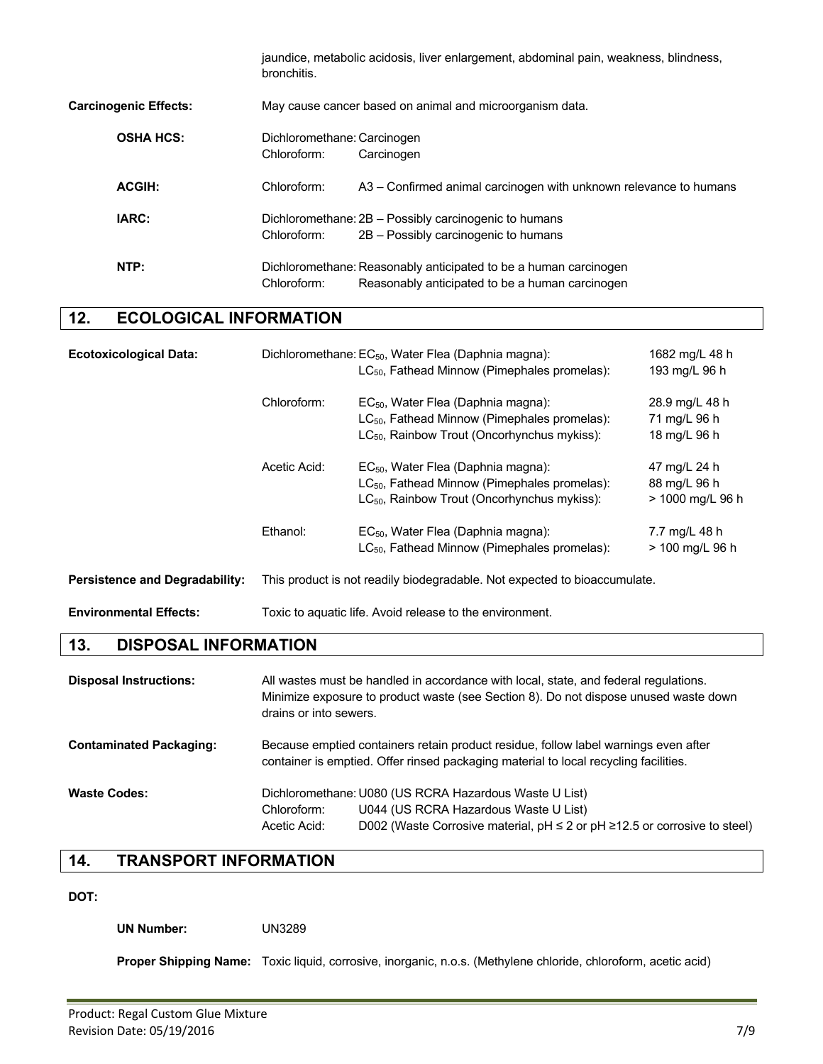jaundice, metabolic acidosis, liver enlargement, abdominal pain, weakness, blindness, bronchitis.

**Carcinogenic Effects:** May cause cancer based on animal and microorganism data.

| | | |
|---|---|---|
| **OSHA HCS:** | Dichloromethane: | Carcinogen |
| | Chloroform: | Carcinogen |
| **ACGIH:** | Chloroform: | A3 – Confirmed animal carcinogen with unknown relevance to humans |
| **IARC:** | Dichloromethane: | 2B – Possibly carcinogenic to humans |
| | Chloroform: | 2B – Possibly carcinogenic to humans |
| **NTP:** | Dichloromethane: | Reasonably anticipated to be a human carcinogen |
| | Chloroform: | Reasonably anticipated to be a human carcinogen |

## 12. ECOLOGICAL INFORMATION

**Ecotoxicological Data:**

| Substance | Test | Value |
|---|---|---|
| Dichloromethane: | $EC_{50}$, Water Flea (Daphnia magna): | 1682 mg/L 48 h |
| | $LC_{50}$, Fathead Minnow (Pimephales promelas): | 193 mg/L 96 h |
| Chloroform: | $EC_{50}$, Water Flea (Daphnia magna): | 28.9 mg/L 48 h |
| | $LC_{50}$, Fathead Minnow (Pimephales promelas): | 71 mg/L 96 h |
| | $LC_{50}$, Rainbow Trout (Oncorhynchus mykiss): | 18 mg/L 96 h |
| Acetic Acid: | $EC_{50}$, Water Flea (Daphnia magna): | 47 mg/L 24 h |
| | $LC_{50}$, Fathead Minnow (Pimephales promelas): | 88 mg/L 96 h |
| | $LC_{50}$, Rainbow Trout (Oncorhynchus mykiss): | > 1000 mg/L 96 h |
| Ethanol: | $EC_{50}$, Water Flea (Daphnia magna): | 7.7 mg/L 48 h |
| | $LC_{50}$, Fathead Minnow (Pimephales promelas): | > 100 mg/L 96 h |

**Persistence and Degradability:** This product is not readily biodegradable. Not expected to bioaccumulate.

**Environmental Effects:** Toxic to aquatic life. Avoid release to the environment.

## 13. DISPOSAL INFORMATION

**Disposal Instructions:** All wastes must be handled in accordance with local, state, and federal regulations. Minimize exposure to product waste (see Section 8). Do not dispose unused waste down drains or into sewers.

**Contaminated Packaging:** Because emptied containers retain product residue, follow label warnings even after container is emptied. Offer rinsed packaging material to local recycling facilities.

**Waste Codes:**

| | |
|---|---|
| Dichloromethane: | U080 (US RCRA Hazardous Waste U List) |
| Chloroform: | U044 (US RCRA Hazardous Waste U List) |
| Acetic Acid: | D002 (Waste Corrosive material, pH ≤ 2 or pH ≥12.5 or corrosive to steel) |

## 14. TRANSPORT INFORMATION

**DOT:**

**UN Number:** UN3289

**Proper Shipping Name:** Toxic liquid, corrosive, inorganic, n.o.s. (Methylene chloride, chloroform, acetic acid)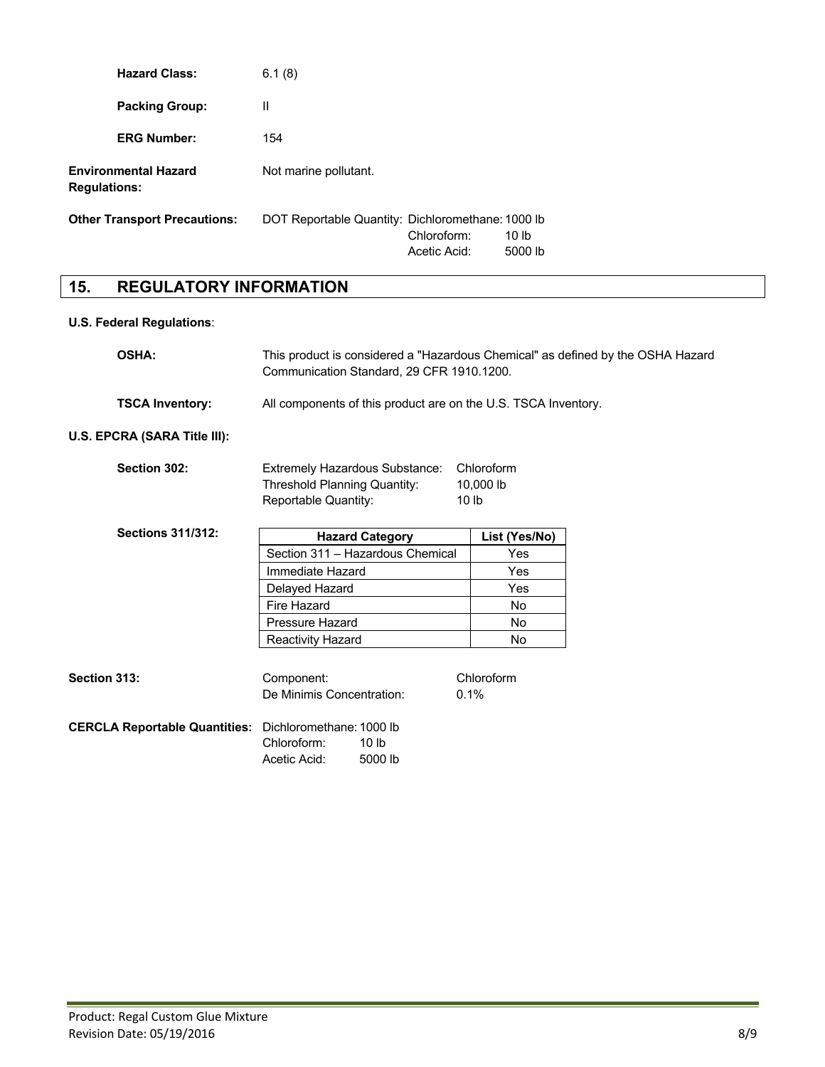**Hazard Class:** 6.1 (8)

**Packing Group:** II

**ERG Number:** 154

**Environmental Hazard Regulations:** Not marine pollutant.

**Other Transport Precautions:** DOT Reportable Quantity: Dichloromethane: 1000 lb
Chloroform: 10 lb
Acetic Acid: 5000 lb

## 15. REGULATORY INFORMATION

**U.S. Federal Regulations**:

**OSHA:** This product is considered a "Hazardous Chemical" as defined by the OSHA Hazard Communication Standard, 29 CFR 1910.1200.

**TSCA Inventory:** All components of this product are on the U.S. TSCA Inventory.

**U.S. EPCRA (SARA Title III):**

**Section 302:**
Extremely Hazardous Substance: Chloroform
Threshold Planning Quantity: 10,000 lb
Reportable Quantity: 10 lb

**Sections 311/312:**

| Hazard Category | List (Yes/No) |
|---|---|
| Section 311 – Hazardous Chemical | Yes |
| Immediate Hazard | Yes |
| Delayed Hazard | Yes |
| Fire Hazard | No |
| Pressure Hazard | No |
| Reactivity Hazard | No |

**Section 313:**
Component: Chloroform
De Minimis Concentration: 0.1%

**CERCLA Reportable Quantities:** Dichloromethane: 1000 lb
Chloroform: 10 lb
Acetic Acid: 5000 lb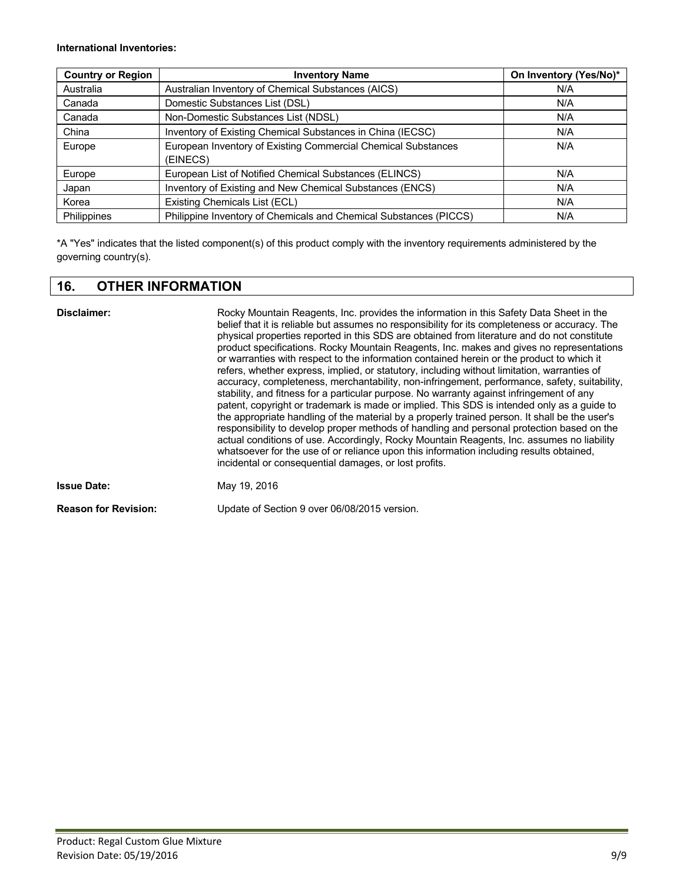**International Inventories:**

| Country or Region | Inventory Name | On Inventory (Yes/No)* |
|---|---|---|
| Australia | Australian Inventory of Chemical Substances (AICS) | N/A |
| Canada | Domestic Substances List (DSL) | N/A |
| Canada | Non-Domestic Substances List (NDSL) | N/A |
| China | Inventory of Existing Chemical Substances in China (IECSC) | N/A |
| Europe | European Inventory of Existing Commercial Chemical Substances (EINECS) | N/A |
| Europe | European List of Notified Chemical Substances (ELINCS) | N/A |
| Japan | Inventory of Existing and New Chemical Substances (ENCS) | N/A |
| Korea | Existing Chemicals List (ECL) | N/A |
| Philippines | Philippine Inventory of Chemicals and Chemical Substances (PICCS) | N/A |

*A "Yes" indicates that the listed component(s) of this product comply with the inventory requirements administered by the governing country(s).

## 16. OTHER INFORMATION

**Disclaimer:** Rocky Mountain Reagents, Inc. provides the information in this Safety Data Sheet in the belief that it is reliable but assumes no responsibility for its completeness or accuracy. The physical properties reported in this SDS are obtained from literature and do not constitute product specifications. Rocky Mountain Reagents, Inc. makes and gives no representations or warranties with respect to the information contained herein or the product to which it refers, whether express, implied, or statutory, including without limitation, warranties of accuracy, completeness, merchantability, non-infringement, performance, safety, suitability, stability, and fitness for a particular purpose. No warranty against infringement of any patent, copyright or trademark is made or implied. This SDS is intended only as a guide to the appropriate handling of the material by a properly trained person. It shall be the user's responsibility to develop proper methods of handling and personal protection based on the actual conditions of use. Accordingly, Rocky Mountain Reagents, Inc. assumes no liability whatsoever for the use of or reliance upon this information including results obtained, incidental or consequential damages, or lost profits.

**Issue Date:** May 19, 2016

**Reason for Revision:** Update of Section 9 over 06/08/2015 version.